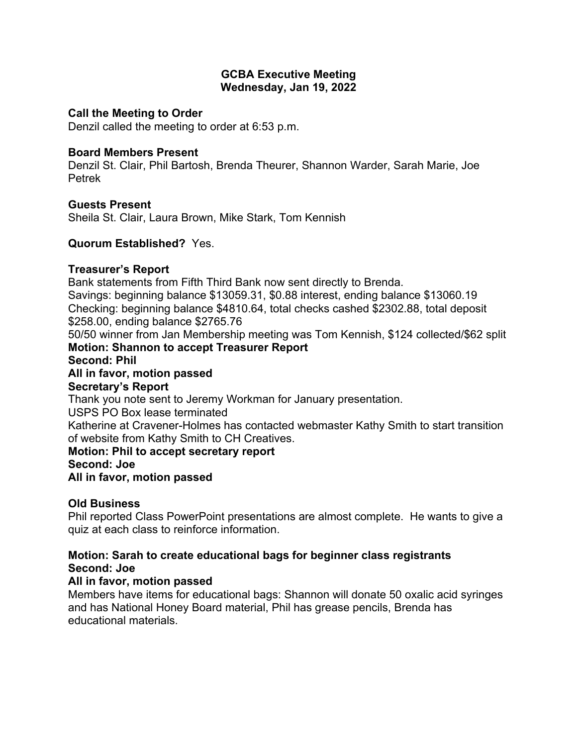# GCBA Executive Meeting
## Wednesday, Jan 19, 2022

**Call the Meeting to Order**
Denzil called the meeting to order at 6:53 p.m.

**Board Members Present**
Denzil St. Clair, Phil Bartosh, Brenda Theurer, Shannon Warder, Sarah Marie, Joe Petrek

**Guests Present**
Sheila St. Clair, Laura Brown, Mike Stark, Tom Kennish

**Quorum Established?** Yes.

**Treasurer's Report**
Bank statements from Fifth Third Bank now sent directly to Brenda.
Savings: beginning balance $13059.31, $0.88 interest, ending balance $13060.19
Checking: beginning balance $4810.64, total checks cashed $2302.88, total deposit $258.00, ending balance $2765.76
50/50 winner from Jan Membership meeting was Tom Kennish, $124 collected/$62 split
**Motion: Shannon to accept Treasurer Report**
**Second: Phil**
**All in favor, motion passed**

**Secretary's Report**
Thank you note sent to Jeremy Workman for January presentation.
USPS PO Box lease terminated
Katherine at Cravener-Holmes has contacted webmaster Kathy Smith to start transition of website from Kathy Smith to CH Creatives.
**Motion: Phil to accept secretary report**
**Second: Joe**
**All in favor, motion passed**

**Old Business**
Phil reported Class PowerPoint presentations are almost complete. He wants to give a quiz at each class to reinforce information.

**Motion: Sarah to create educational bags for beginner class registrants**
**Second: Joe**
**All in favor, motion passed**
Members have items for educational bags: Shannon will donate 50 oxalic acid syringes and has National Honey Board material, Phil has grease pencils, Brenda has educational materials.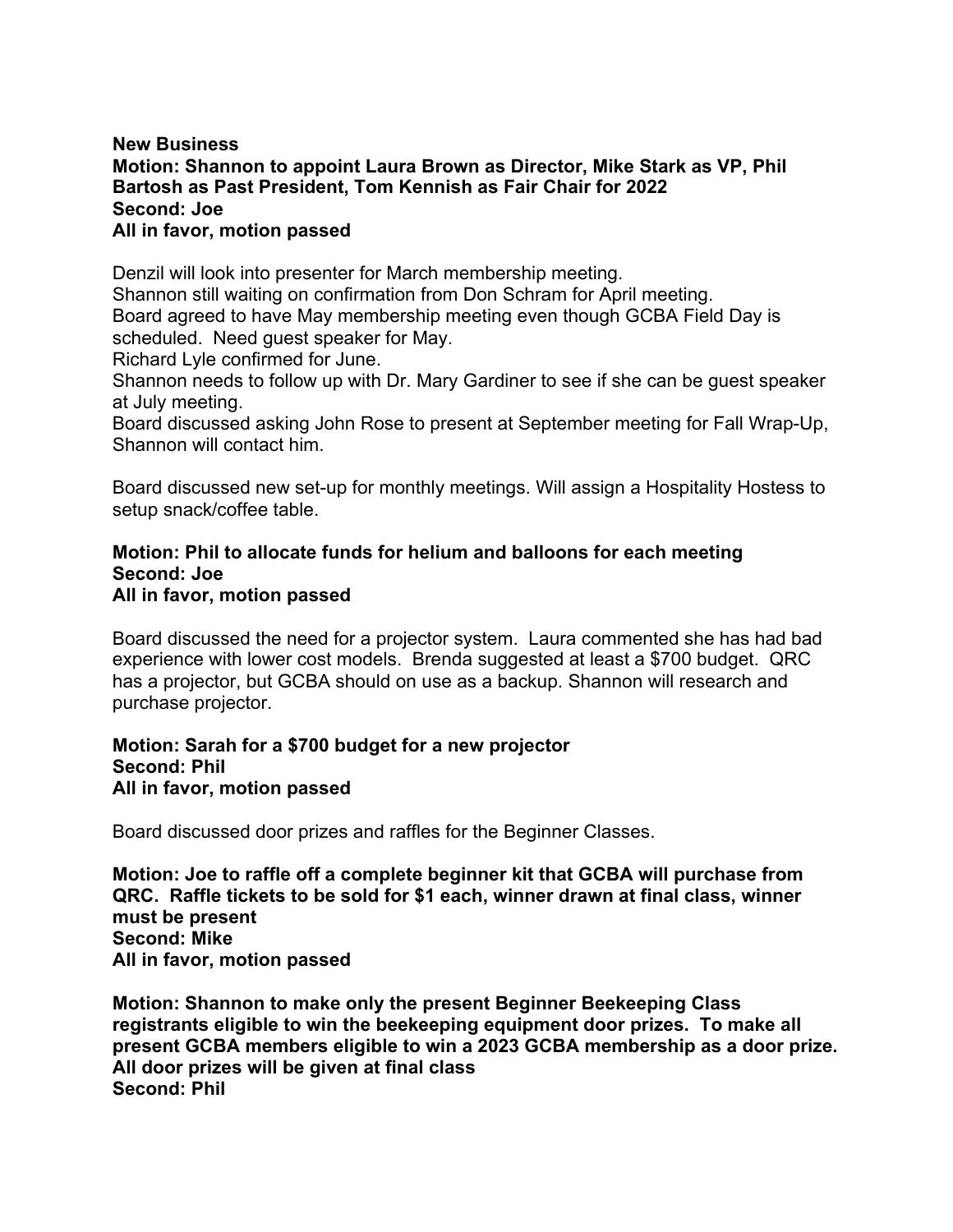**New Business**
**Motion: Shannon to appoint Laura Brown as Director, Mike Stark as VP, Phil Bartosh as Past President, Tom Kennish as Fair Chair for 2022**
**Second: Joe**
**All in favor, motion passed**

Denzil will look into presenter for March membership meeting.
Shannon still waiting on confirmation from Don Schram for April meeting.
Board agreed to have May membership meeting even though GCBA Field Day is scheduled. Need guest speaker for May.
Richard Lyle confirmed for June.
Shannon needs to follow up with Dr. Mary Gardiner to see if she can be guest speaker at July meeting.
Board discussed asking John Rose to present at September meeting for Fall Wrap-Up, Shannon will contact him.

Board discussed new set-up for monthly meetings. Will assign a Hospitality Hostess to setup snack/coffee table.

**Motion: Phil to allocate funds for helium and balloons for each meeting**
**Second: Joe**
**All in favor, motion passed**

Board discussed the need for a projector system. Laura commented she has had bad experience with lower cost models. Brenda suggested at least a $700 budget. QRC has a projector, but GCBA should on use as a backup. Shannon will research and purchase projector.

**Motion: Sarah for a $700 budget for a new projector**
**Second: Phil**
**All in favor, motion passed**

Board discussed door prizes and raffles for the Beginner Classes.

**Motion: Joe to raffle off a complete beginner kit that GCBA will purchase from QRC. Raffle tickets to be sold for $1 each, winner drawn at final class, winner must be present**
**Second: Mike**
**All in favor, motion passed**

**Motion: Shannon to make only the present Beginner Beekeeping Class registrants eligible to win the beekeeping equipment door prizes. To make all present GCBA members eligible to win a 2023 GCBA membership as a door prize. All door prizes will be given at final class**
**Second: Phil**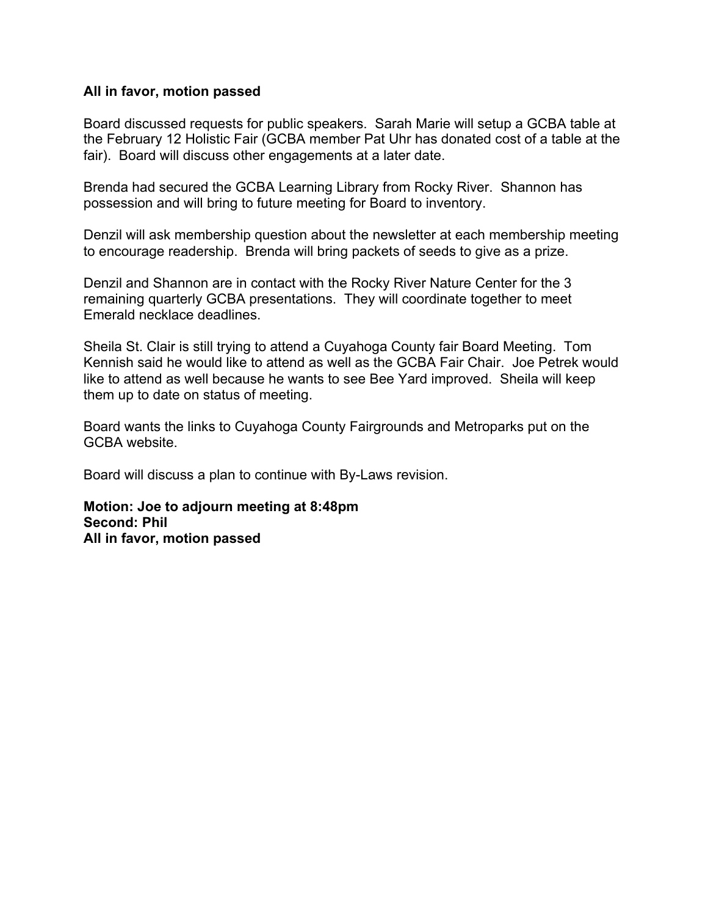**All in favor, motion passed**

Board discussed requests for public speakers. Sarah Marie will setup a GCBA table at the February 12 Holistic Fair (GCBA member Pat Uhr has donated cost of a table at the fair). Board will discuss other engagements at a later date.

Brenda had secured the GCBA Learning Library from Rocky River. Shannon has possession and will bring to future meeting for Board to inventory.

Denzil will ask membership question about the newsletter at each membership meeting to encourage readership. Brenda will bring packets of seeds to give as a prize.

Denzil and Shannon are in contact with the Rocky River Nature Center for the 3 remaining quarterly GCBA presentations. They will coordinate together to meet Emerald necklace deadlines.

Sheila St. Clair is still trying to attend a Cuyahoga County fair Board Meeting. Tom Kennish said he would like to attend as well as the GCBA Fair Chair. Joe Petrek would like to attend as well because he wants to see Bee Yard improved. Sheila will keep them up to date on status of meeting.

Board wants the links to Cuyahoga County Fairgrounds and Metroparks put on the GCBA website.

Board will discuss a plan to continue with By-Laws revision.

**Motion: Joe to adjourn meeting at 8:48pm**
**Second: Phil**
**All in favor, motion passed**